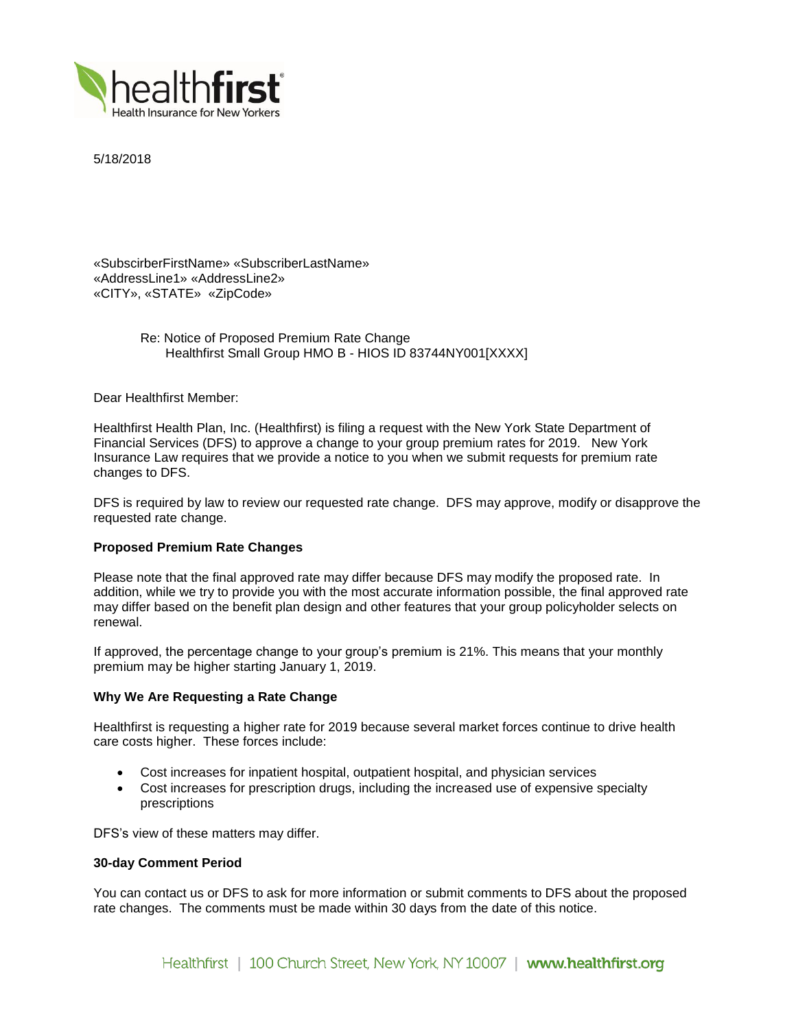healthfirst
Health Insurance for New Yorkers

5/18/2018

«SubscirberFirstName» «SubscriberLastName»
«AddressLine1» «AddressLine2»
«CITY», «STATE» «ZipCode»

Re: Notice of Proposed Premium Rate Change
Healthfirst Small Group HMO B - HIOS ID 83744NY001[XXXX]

Dear Healthfirst Member:

Healthfirst Health Plan, Inc. (Healthfirst) is filing a request with the New York State Department of Financial Services (DFS) to approve a change to your group premium rates for 2019. New York Insurance Law requires that we provide a notice to you when we submit requests for premium rate changes to DFS.

DFS is required by law to review our requested rate change. DFS may approve, modify or disapprove the requested rate change.

**Proposed Premium Rate Changes**

Please note that the final approved rate may differ because DFS may modify the proposed rate. In addition, while we try to provide you with the most accurate information possible, the final approved rate may differ based on the benefit plan design and other features that your group policyholder selects on renewal.

If approved, the percentage change to your group's premium is 21%. This means that your monthly premium may be higher starting January 1, 2019.

**Why We Are Requesting a Rate Change**

Healthfirst is requesting a higher rate for 2019 because several market forces continue to drive health care costs higher. These forces include:

- Cost increases for inpatient hospital, outpatient hospital, and physician services
- Cost increases for prescription drugs, including the increased use of expensive specialty prescriptions

DFS's view of these matters may differ.

**30-day Comment Period**

You can contact us or DFS to ask for more information or submit comments to DFS about the proposed rate changes. The comments must be made within 30 days from the date of this notice.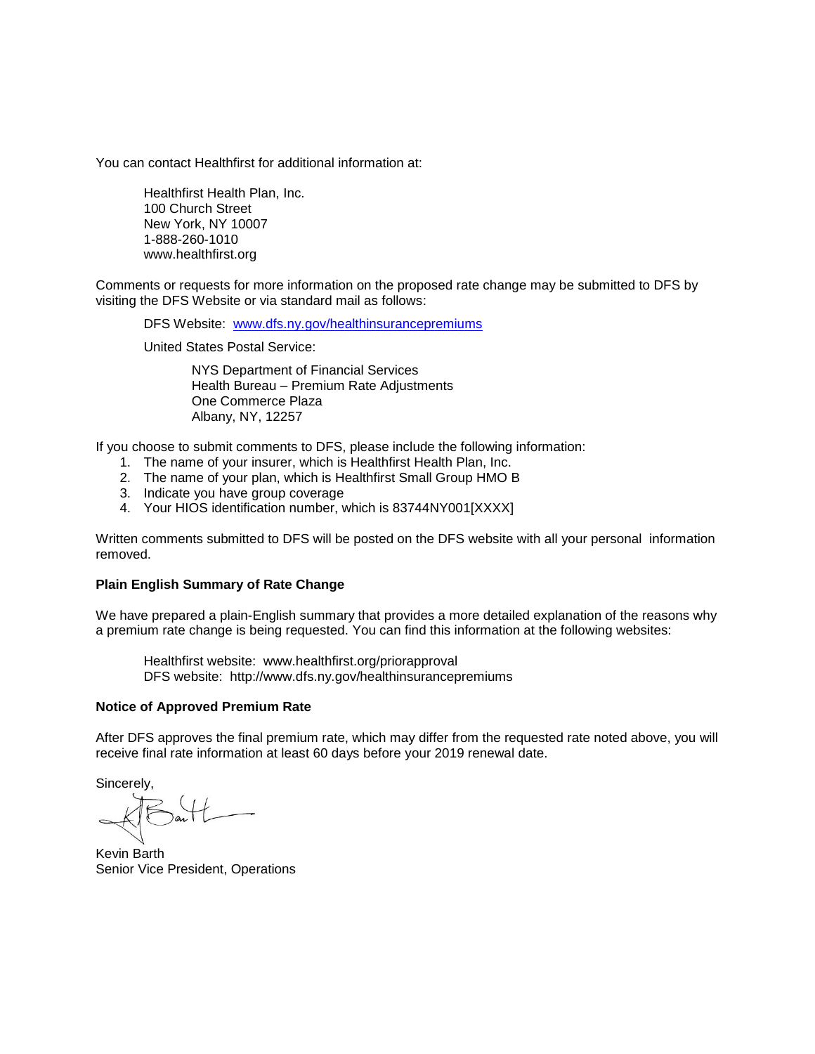You can contact Healthfirst for additional information at:

Healthfirst Health Plan, Inc.
100 Church Street
New York, NY 10007
1-888-260-1010
www.healthfirst.org

Comments or requests for more information on the proposed rate change may be submitted to DFS by visiting the DFS Website or via standard mail as follows:

DFS Website: [www.dfs.ny.gov/healthinsurancepremiums](http://www.dfs.ny.gov/healthinsurancepremiums)

United States Postal Service:

NYS Department of Financial Services
Health Bureau – Premium Rate Adjustments
One Commerce Plaza
Albany, NY, 12257

If you choose to submit comments to DFS, please include the following information:

1. The name of your insurer, which is Healthfirst Health Plan, Inc.
2. The name of your plan, which is Healthfirst Small Group HMO B
3. Indicate you have group coverage
4. Your HIOS identification number, which is 83744NY001[XXXX]

Written comments submitted to DFS will be posted on the DFS website with all your personal information removed.

**Plain English Summary of Rate Change**

We have prepared a plain-English summary that provides a more detailed explanation of the reasons why a premium rate change is being requested. You can find this information at the following websites:

Healthfirst website: www.healthfirst.org/priorapproval
DFS website: http://www.dfs.ny.gov/healthinsurancepremiums

**Notice of Approved Premium Rate**

After DFS approves the final premium rate, which may differ from the requested rate noted above, you will receive final rate information at least 60 days before your 2019 renewal date.

Sincerely,

Kevin Barth
Senior Vice President, Operations